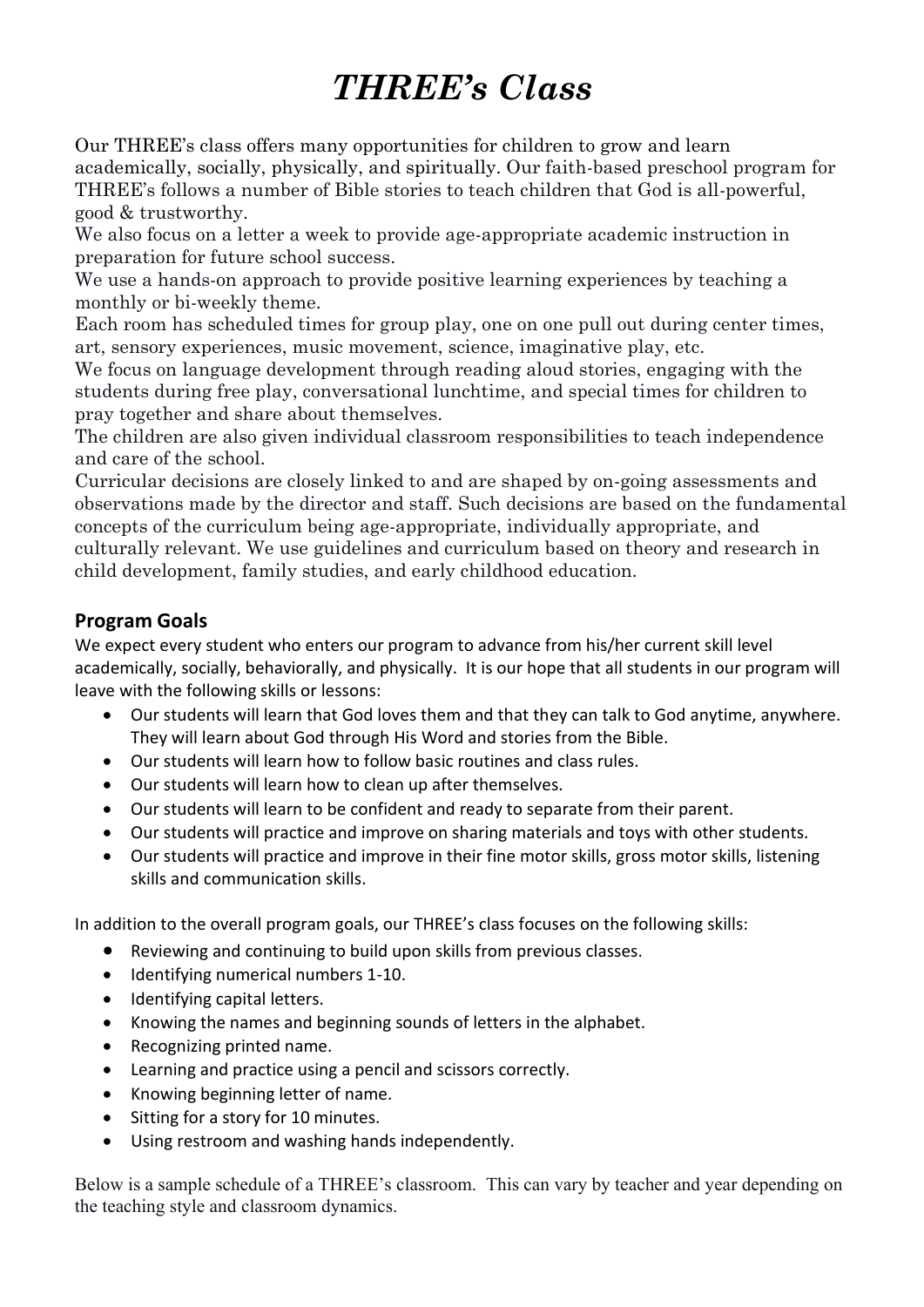# *THREE's Class*

Our THREE's class offers many opportunities for children to grow and learn academically, socially, physically, and spiritually. Our faith-based preschool program for THREE's follows a number of Bible stories to teach children that God is all-powerful, good & trustworthy.

We also focus on a letter a week to provide age-appropriate academic instruction in preparation for future school success.

We use a hands-on approach to provide positive learning experiences by teaching a monthly or bi-weekly theme.

Each room has scheduled times for group play, one on one pull out during center times, art, sensory experiences, music movement, science, imaginative play, etc.

We focus on language development through reading aloud stories, engaging with the students during free play, conversational lunchtime, and special times for children to pray together and share about themselves.

The children are also given individual classroom responsibilities to teach independence and care of the school.

Curricular decisions are closely linked to and are shaped by on-going assessments and observations made by the director and staff. Such decisions are based on the fundamental concepts of the curriculum being age-appropriate, individually appropriate, and culturally relevant. We use guidelines and curriculum based on theory and research in child development, family studies, and early childhood education.

## Program Goals

We expect every student who enters our program to advance from his/her current skill level academically, socially, behaviorally, and physically. It is our hope that all students in our program will leave with the following skills or lessons:

- Our students will learn that God loves them and that they can talk to God anytime, anywhere. They will learn about God through His Word and stories from the Bible.
- Our students will learn how to follow basic routines and class rules.
- Our students will learn how to clean up after themselves.
- Our students will learn to be confident and ready to separate from their parent.
- Our students will practice and improve on sharing materials and toys with other students.
- Our students will practice and improve in their fine motor skills, gross motor skills, listening skills and communication skills.

In addition to the overall program goals, our THREE's class focuses on the following skills:

- Reviewing and continuing to build upon skills from previous classes.
- Identifying numerical numbers 1-10.
- Identifying capital letters.
- Knowing the names and beginning sounds of letters in the alphabet.
- Recognizing printed name.
- Learning and practice using a pencil and scissors correctly.
- Knowing beginning letter of name.
- Sitting for a story for 10 minutes.
- Using restroom and washing hands independently.

Below is a sample schedule of a THREE's classroom. This can vary by teacher and year depending on the teaching style and classroom dynamics.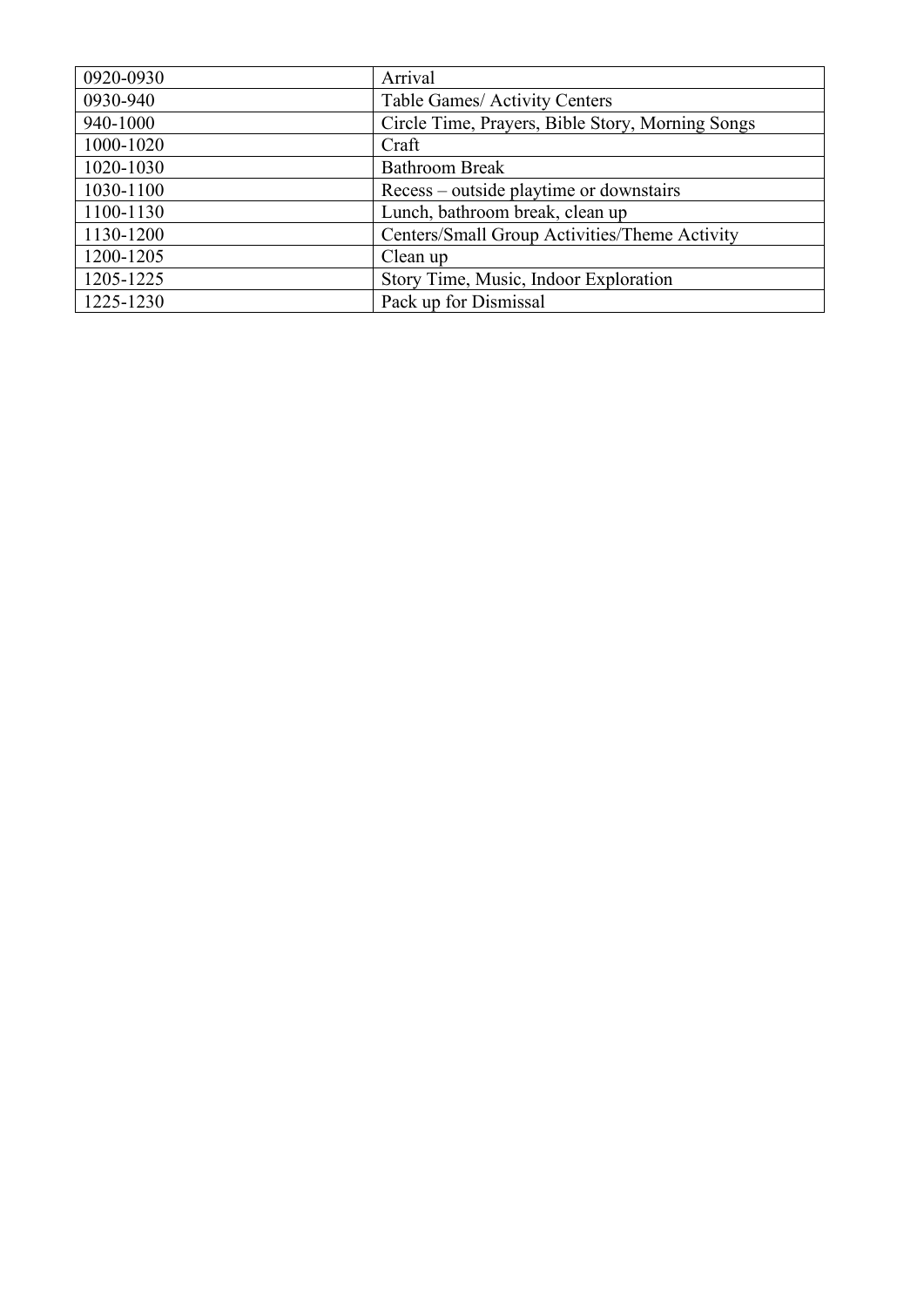| | |
|---|---|
| 0920-0930 | Arrival |
| 0930-940 | Table Games/ Activity Centers |
| 940-1000 | Circle Time, Prayers, Bible Story, Morning Songs |
| 1000-1020 | Craft |
| 1020-1030 | Bathroom Break |
| 1030-1100 | Recess – outside playtime or downstairs |
| 1100-1130 | Lunch, bathroom break, clean up |
| 1130-1200 | Centers/Small Group Activities/Theme Activity |
| 1200-1205 | Clean up |
| 1205-1225 | Story Time, Music, Indoor Exploration |
| 1225-1230 | Pack up for Dismissal |